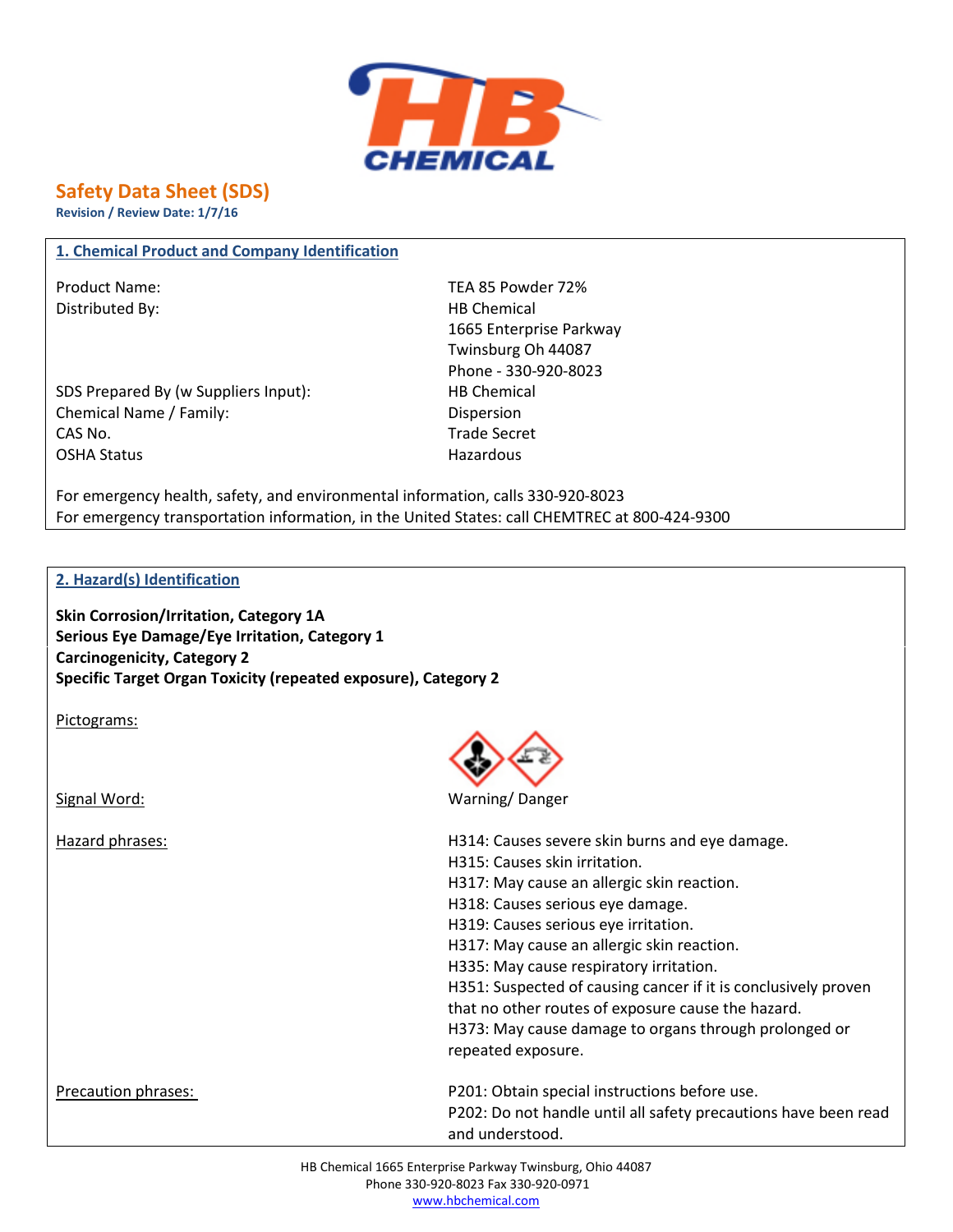# Safety Data Sheet (SDS)

**Revision / Review Date: 1/7/16**

## 1. Chemical Product and Company Identification

| | |
|---|---|
| Product Name: | TEA 85 Powder 72% |
| Distributed By: | HB Chemical<br>1665 Enterprise Parkway<br>Twinsburg Oh 44087<br>Phone - 330-920-8023 |
| SDS Prepared By (w Suppliers Input): | HB Chemical |
| Chemical Name / Family: | Dispersion |
| CAS No. | Trade Secret |
| OSHA Status | Hazardous |

For emergency health, safety, and environmental information, calls 330-920-8023
For emergency transportation information, in the United States: call CHEMTREC at 800-424-9300

## 2. Hazard(s) Identification

**Skin Corrosion/Irritation, Category 1A**
**Serious Eye Damage/Eye Irritation, Category 1**
**Carcinogenicity, Category 2**
**Specific Target Organ Toxicity (repeated exposure), Category 2**

Pictograms:

Signal Word: Warning/ Danger

Hazard phrases:

- H314: Causes severe skin burns and eye damage.
- H315: Causes skin irritation.
- H317: May cause an allergic skin reaction.
- H318: Causes serious eye damage.
- H319: Causes serious eye irritation.
- H317: May cause an allergic skin reaction.
- H335: May cause respiratory irritation.
- H351: Suspected of causing cancer if it is conclusively proven that no other routes of exposure cause the hazard.
- H373: May cause damage to organs through prolonged or repeated exposure.

Precaution phrases:

- P201: Obtain special instructions before use.
- P202: Do not handle until all safety precautions have been read and understood.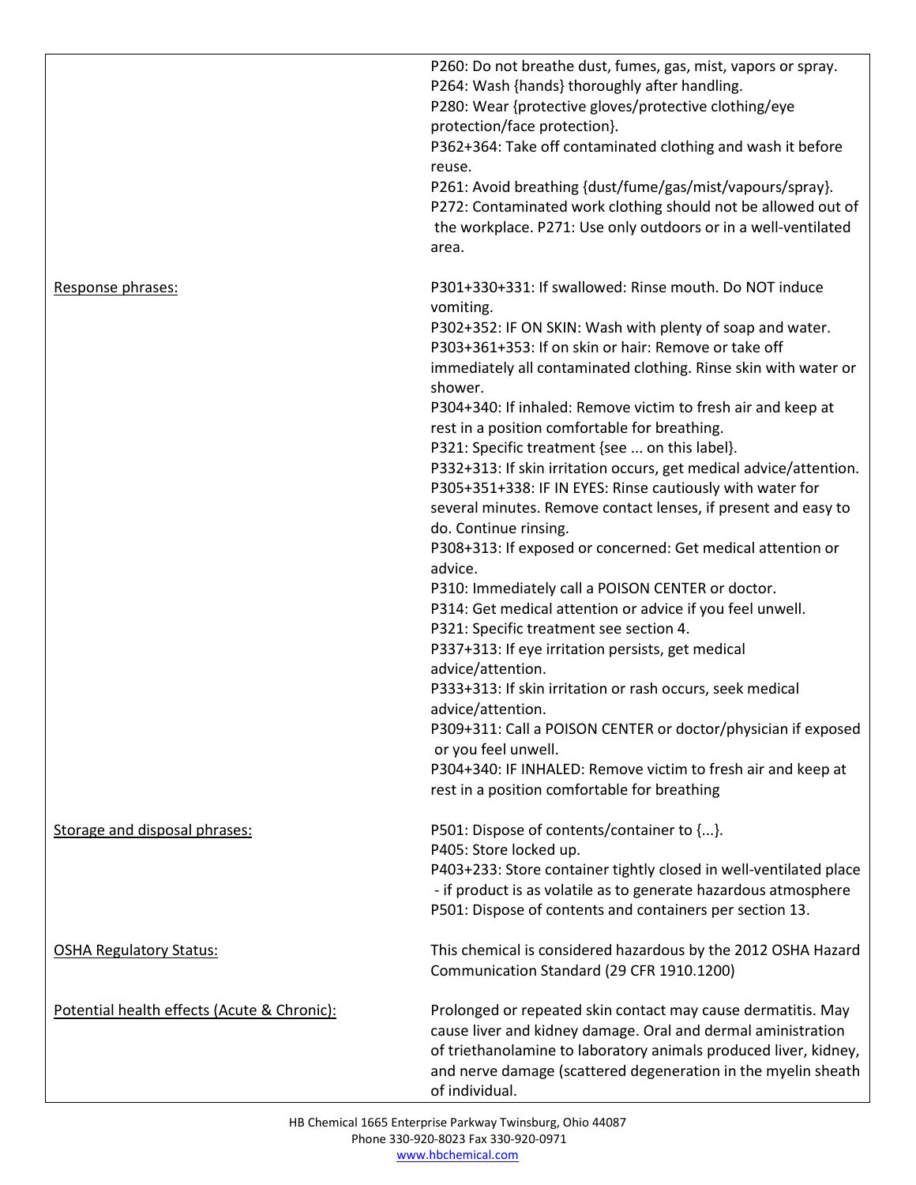| | |
|---|---|
| | P260: Do not breathe dust, fumes, gas, mist, vapors or spray.<br>P264: Wash {hands} thoroughly after handling.<br>P280: Wear {protective gloves/protective clothing/eye protection/face protection}.<br>P362+364: Take off contaminated clothing and wash it before reuse.<br>P261: Avoid breathing {dust/fume/gas/mist/vapours/spray}.<br>P272: Contaminated work clothing should not be allowed out of the workplace. P271: Use only outdoors or in a well-ventilated area. |
| Response phrases: | P301+330+331: If swallowed: Rinse mouth. Do NOT induce vomiting.<br>P302+352: IF ON SKIN: Wash with plenty of soap and water.<br>P303+361+353: If on skin or hair: Remove or take off immediately all contaminated clothing. Rinse skin with water or shower.<br>P304+340: If inhaled: Remove victim to fresh air and keep at rest in a position comfortable for breathing.<br>P321: Specific treatment {see ... on this label}.<br>P332+313: If skin irritation occurs, get medical advice/attention.<br>P305+351+338: IF IN EYES: Rinse cautiously with water for several minutes. Remove contact lenses, if present and easy to do. Continue rinsing.<br>P308+313: If exposed or concerned: Get medical attention or advice.<br>P310: Immediately call a POISON CENTER or doctor.<br>P314: Get medical attention or advice if you feel unwell.<br>P321: Specific treatment see section 4.<br>P337+313: If eye irritation persists, get medical advice/attention.<br>P333+313: If skin irritation or rash occurs, seek medical advice/attention.<br>P309+311: Call a POISON CENTER or doctor/physician if exposed or you feel unwell.<br>P304+340: IF INHALED: Remove victim to fresh air and keep at rest in a position comfortable for breathing |
| Storage and disposal phrases: | P501: Dispose of contents/container to {...}.<br>P405: Store locked up.<br>P403+233: Store container tightly closed in well-ventilated place - if product is as volatile as to generate hazardous atmosphere<br>P501: Dispose of contents and containers per section 13. |
| OSHA Regulatory Status: | This chemical is considered hazardous by the 2012 OSHA Hazard Communication Standard (29 CFR 1910.1200) |
| Potential health effects (Acute & Chronic): | Prolonged or repeated skin contact may cause dermatitis. May cause liver and kidney damage. Oral and dermal aministration of triethanolamine to laboratory animals produced liver, kidney, and nerve damage (scattered degeneration in the myelin sheath of individual. |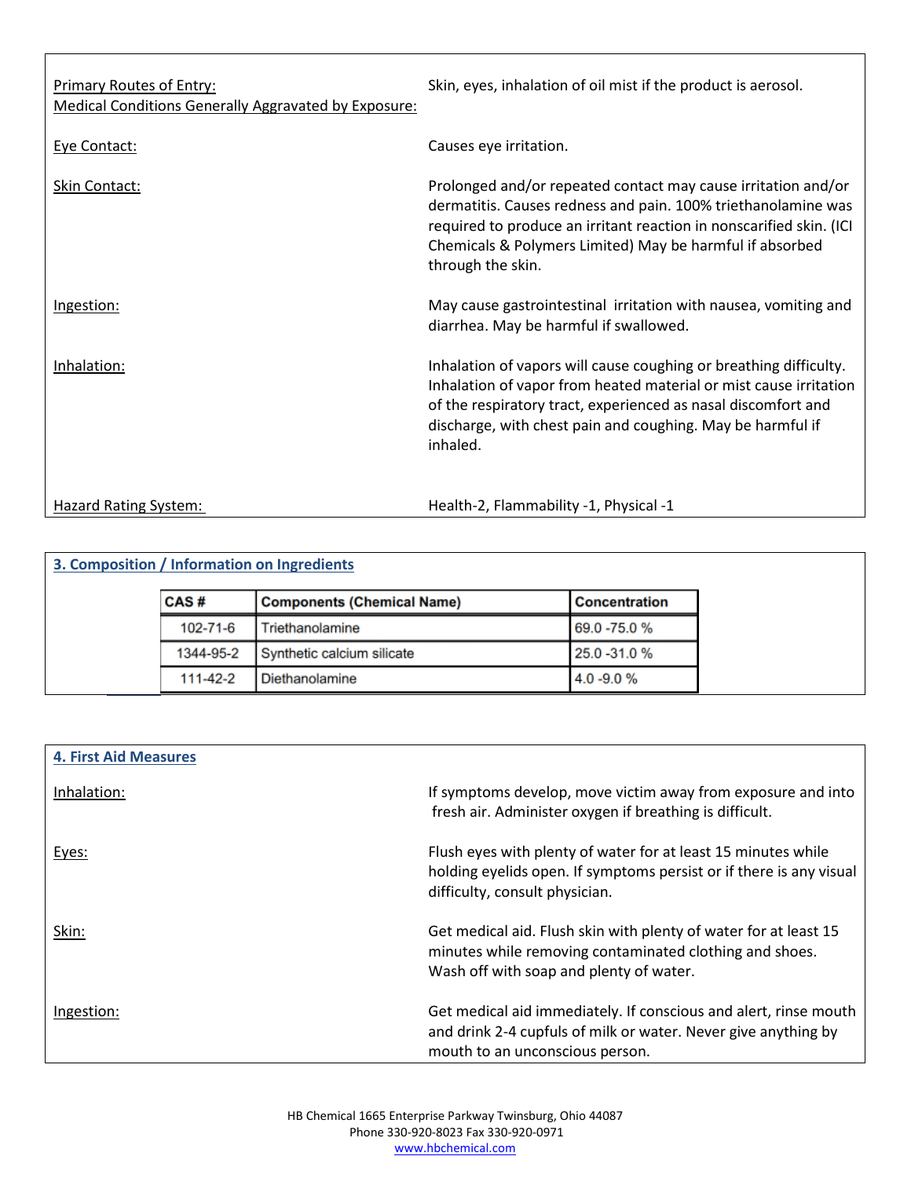Primary Routes of Entry: Skin, eyes, inhalation of oil mist if the product is aerosol.

Medical Conditions Generally Aggravated by Exposure:

Eye Contact: Causes eye irritation.

Skin Contact: Prolonged and/or repeated contact may cause irritation and/or dermatitis. Causes redness and pain. 100% triethanolamine was required to produce an irritant reaction in nonscarified skin. (ICI Chemicals & Polymers Limited) May be harmful if absorbed through the skin.

Ingestion: May cause gastrointestinal irritation with nausea, vomiting and diarrhea. May be harmful if swallowed.

Inhalation: Inhalation of vapors will cause coughing or breathing difficulty. Inhalation of vapor from heated material or mist cause irritation of the respiratory tract, experienced as nasal discomfort and discharge, with chest pain and coughing. May be harmful if inhaled.

Hazard Rating System: Health-2, Flammability -1, Physical -1

## 3. Composition / Information on Ingredients

| CAS # | Components (Chemical Name) | Concentration |
|---|---|---|
| 102-71-6 | Triethanolamine | 69.0 -75.0 % |
| 1344-95-2 | Synthetic calcium silicate | 25.0 -31.0 % |
| 111-42-2 | Diethanolamine | 4.0 -9.0 % |

## 4. First Aid Measures

Inhalation: If symptoms develop, move victim away from exposure and into fresh air. Administer oxygen if breathing is difficult.

Eyes: Flush eyes with plenty of water for at least 15 minutes while holding eyelids open. If symptoms persist or if there is any visual difficulty, consult physician.

Skin: Get medical aid. Flush skin with plenty of water for at least 15 minutes while removing contaminated clothing and shoes. Wash off with soap and plenty of water.

Ingestion: Get medical aid immediately. If conscious and alert, rinse mouth and drink 2-4 cupfuls of milk or water. Never give anything by mouth to an unconscious person.

HB Chemical 1665 Enterprise Parkway Twinsburg, Ohio 44087
Phone 330-920-8023 Fax 330-920-0971
www.hbchemical.com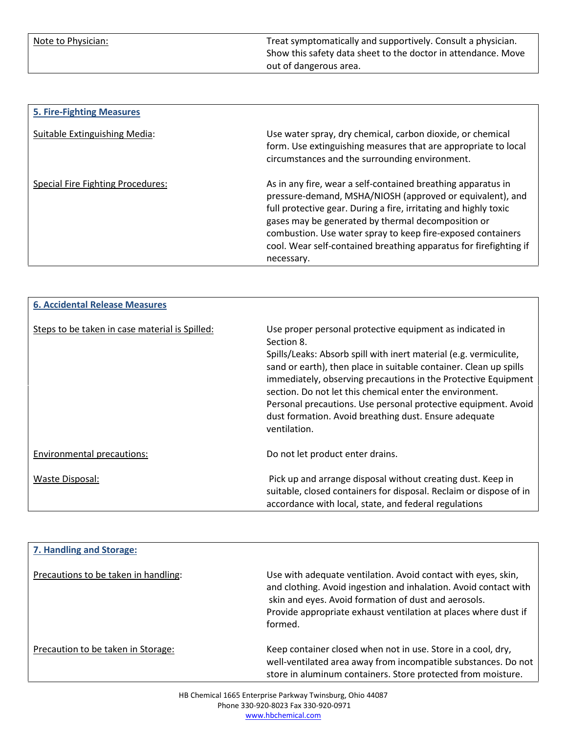| Note to Physician: | Treat symptomatically and supportively. Consult a physician. Show this safety data sheet to the doctor in attendance. Move out of dangerous area. |
|---|---|

## 5. Fire-Fighting Measures

| | |
|---|---|
| Suitable Extinguishing Media: | Use water spray, dry chemical, carbon dioxide, or chemical form. Use extinguishing measures that are appropriate to local circumstances and the surrounding environment. |
| Special Fire Fighting Procedures: | As in any fire, wear a self-contained breathing apparatus in pressure-demand, MSHA/NIOSH (approved or equivalent), and full protective gear. During a fire, irritating and highly toxic gases may be generated by thermal decomposition or combustion. Use water spray to keep fire-exposed containers cool. Wear self-contained breathing apparatus for firefighting if necessary. |

## 6. Accidental Release Measures

| | |
|---|---|
| Steps to be taken in case material is Spilled: | Use proper personal protective equipment as indicated in Section 8. Spills/Leaks: Absorb spill with inert material (e.g. vermiculite, sand or earth), then place in suitable container. Clean up spills immediately, observing precautions in the Protective Equipment section. Do not let this chemical enter the environment. Personal precautions. Use personal protective equipment. Avoid dust formation. Avoid breathing dust. Ensure adequate ventilation. |
| Environmental precautions: | Do not let product enter drains. |
| Waste Disposal: | Pick up and arrange disposal without creating dust. Keep in suitable, closed containers for disposal. Reclaim or dispose of in accordance with local, state, and federal regulations |

## 7. Handling and Storage:

| | |
|---|---|
| Precautions to be taken in handling: | Use with adequate ventilation. Avoid contact with eyes, skin, and clothing. Avoid ingestion and inhalation. Avoid contact with skin and eyes. Avoid formation of dust and aerosols. Provide appropriate exhaust ventilation at places where dust if formed. |
| Precaution to be taken in Storage: | Keep container closed when not in use. Store in a cool, dry, well-ventilated area away from incompatible substances. Do not store in aluminum containers. Store protected from moisture. |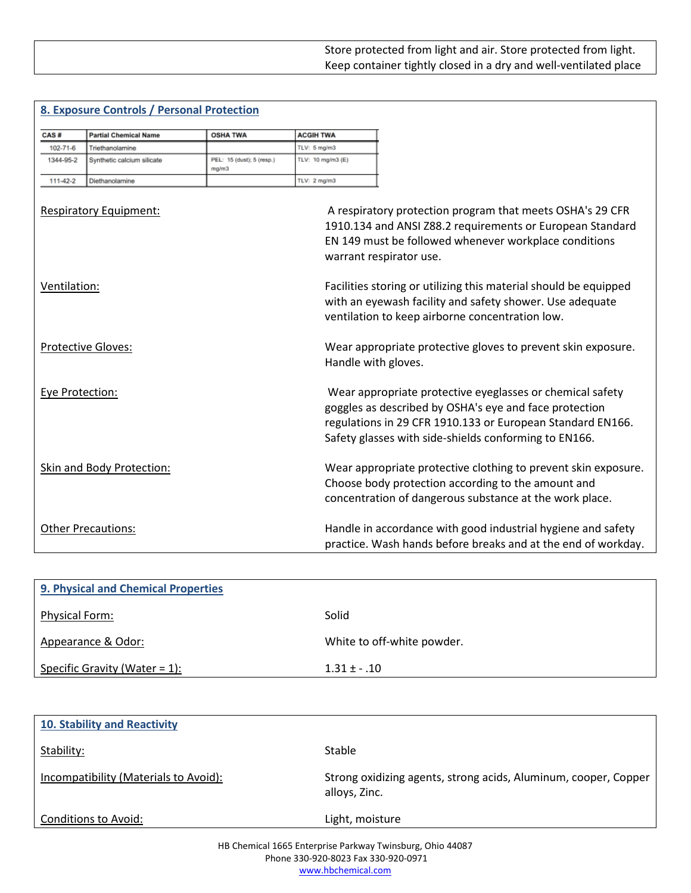Store protected from light and air. Store protected from light. Keep container tightly closed in a dry and well-ventilated place

## 8. Exposure Controls / Personal Protection

| CAS # | Partial Chemical Name | OSHA TWA | ACGIH TWA |
|---|---|---|---|
| 102-71-6 | Triethanolamine | | TLV: 5 mg/m3 |
| 1344-95-2 | Synthetic calcium silicate | PEL: 15 (dust); 5 (resp.) mg/m3 | TLV: 10 mg/m3 (E) |
| 111-42-2 | Diethanolamine | | TLV: 2 mg/m3 |

Respiratory Equipment: A respiratory protection program that meets OSHA's 29 CFR 1910.134 and ANSI Z88.2 requirements or European Standard EN 149 must be followed whenever workplace conditions warrant respirator use.

Ventilation: Facilities storing or utilizing this material should be equipped with an eyewash facility and safety shower. Use adequate ventilation to keep airborne concentration low.

Protective Gloves: Wear appropriate protective gloves to prevent skin exposure. Handle with gloves.

Eye Protection: Wear appropriate protective eyeglasses or chemical safety goggles as described by OSHA's eye and face protection regulations in 29 CFR 1910.133 or European Standard EN166. Safety glasses with side-shields conforming to EN166.

Skin and Body Protection: Wear appropriate protective clothing to prevent skin exposure. Choose body protection according to the amount and concentration of dangerous substance at the work place.

Other Precautions: Handle in accordance with good industrial hygiene and safety practice. Wash hands before breaks and at the end of workday.

## 9. Physical and Chemical Properties

Physical Form: Solid

Appearance & Odor: White to off-white powder.

Specific Gravity (Water = 1): 1.31 ± - .10

## 10. Stability and Reactivity

Stability: Stable

Incompatibility (Materials to Avoid): Strong oxidizing agents, strong acids, Aluminum, cooper, Copper alloys, Zinc.

Conditions to Avoid: Light, moisture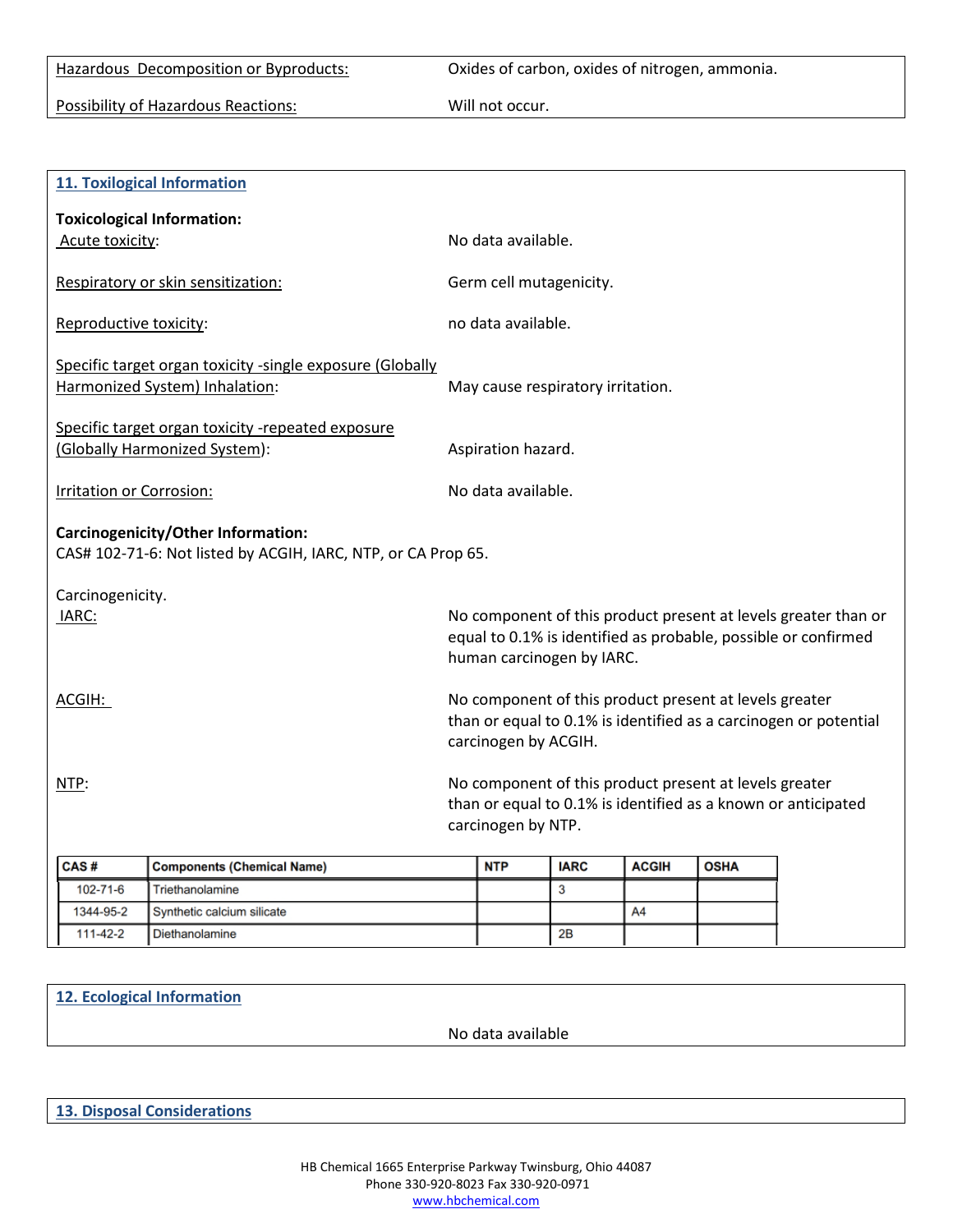Hazardous Decomposition or Byproducts: Oxides of carbon, oxides of nitrogen, ammonia.

Possibility of Hazardous Reactions: Will not occur.

## 11. Toxilogical Information

**Toxicological Information:**

Acute toxicity: No data available.

Respiratory or skin sensitization: Germ cell mutagenicity.

Reproductive toxicity: no data available.

Specific target organ toxicity -single exposure (Globally Harmonized System) Inhalation: May cause respiratory irritation.

Specific target organ toxicity -repeated exposure (Globally Harmonized System): Aspiration hazard.

Irritation or Corrosion: No data available.

**Carcinogenicity/Other Information:**

CAS# 102-71-6: Not listed by ACGIH, IARC, NTP, or CA Prop 65.

Carcinogenicity.

IARC: No component of this product present at levels greater than or equal to 0.1% is identified as probable, possible or confirmed human carcinogen by IARC.

ACGIH: No component of this product present at levels greater than or equal to 0.1% is identified as a carcinogen or potential carcinogen by ACGIH.

NTP: No component of this product present at levels greater than or equal to 0.1% is identified as a known or anticipated carcinogen by NTP.

| CAS # | Components (Chemical Name) | NTP | IARC | ACGIH | OSHA |
|---|---|---|---|---|---|
| 102-71-6 | Triethanolamine | | 3 | | |
| 1344-95-2 | Synthetic calcium silicate | | | A4 | |
| 111-42-2 | Diethanolamine | | 2B | | |

## 12. Ecological Information

No data available

## 13. Disposal Considerations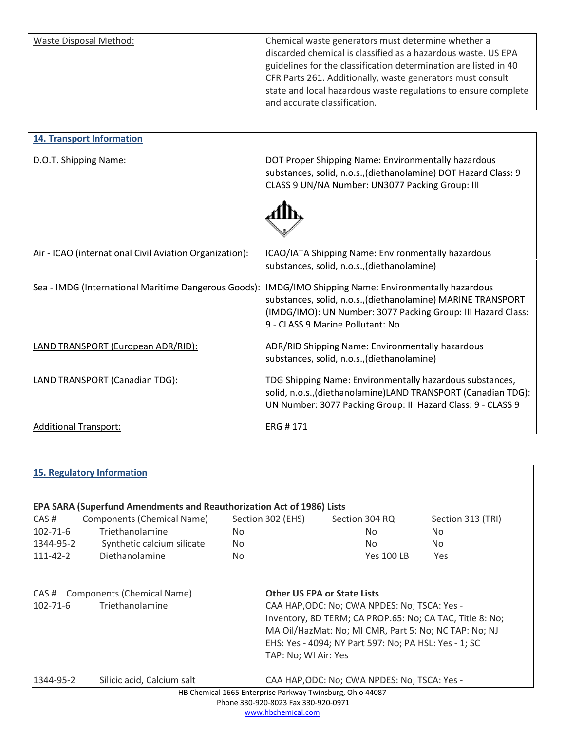| | |
|---|---|
| Waste Disposal Method: | Chemical waste generators must determine whether a discarded chemical is classified as a hazardous waste. US EPA guidelines for the classification determination are listed in 40 CFR Parts 261. Additionally, waste generators must consult state and local hazardous waste regulations to ensure complete and accurate classification. |

## 14. Transport Information

| | |
|---|---|
| D.O.T. Shipping Name: | DOT Proper Shipping Name: Environmentally hazardous substances, solid, n.o.s.,(diethanolamine) DOT Hazard Class: 9 CLASS 9 UN/NA Number: UN3077 Packing Group: III |
| Air - ICAO (international Civil Aviation Organization): | ICAO/IATA Shipping Name: Environmentally hazardous substances, solid, n.o.s.,(diethanolamine) |
| Sea - IMDG (International Maritime Dangerous Goods): | IMDG/IMO Shipping Name: Environmentally hazardous substances, solid, n.o.s.,(diethanolamine) MARINE TRANSPORT (IMDG/IMO): UN Number: 3077 Packing Group: III Hazard Class: 9 - CLASS 9 Marine Pollutant: No |
| LAND TRANSPORT (European ADR/RID): | ADR/RID Shipping Name: Environmentally hazardous substances, solid, n.o.s.,(diethanolamine) |
| LAND TRANSPORT (Canadian TDG): | TDG Shipping Name: Environmentally hazardous substances, solid, n.o.s.,(diethanolamine)LAND TRANSPORT (Canadian TDG): UN Number: 3077 Packing Group: III Hazard Class: 9 - CLASS 9 |
| Additional Transport: | ERG # 171 |

## 15. Regulatory Information

**EPA SARA (Superfund Amendments and Reauthorization Act of 1986) Lists**

| CAS # | Components (Chemical Name) | Section 302 (EHS) | Section 304 RQ | Section 313 (TRI) |
|---|---|---|---|---|
| 102-71-6 | Triethanolamine | No | No | No |
| 1344-95-2 | Synthetic calcium silicate | No | No | No |
| 111-42-2 | Diethanolamine | No | Yes 100 LB | Yes |

| CAS # | Components (Chemical Name) | Other US EPA or State Lists |
|---|---|---|
| 102-71-6 | Triethanolamine | CAA HAP,ODC: No; CWA NPDES: No; TSCA: Yes - Inventory, 8D TERM; CA PROP.65: No; CA TAC, Title 8: No; MA Oil/HazMat: No; MI CMR, Part 5: No; NC TAP: No; NJ EHS: Yes - 4094; NY Part 597: No; PA HSL: Yes - 1; SC TAP: No; WI Air: Yes |
| 1344-95-2 | Silicic acid, Calcium salt | CAA HAP,ODC: No; CWA NPDES: No; TSCA: Yes - |

HB Chemical 1665 Enterprise Parkway Twinsburg, Ohio 44087
Phone 330-920-8023 Fax 330-920-0971
www.hbchemical.com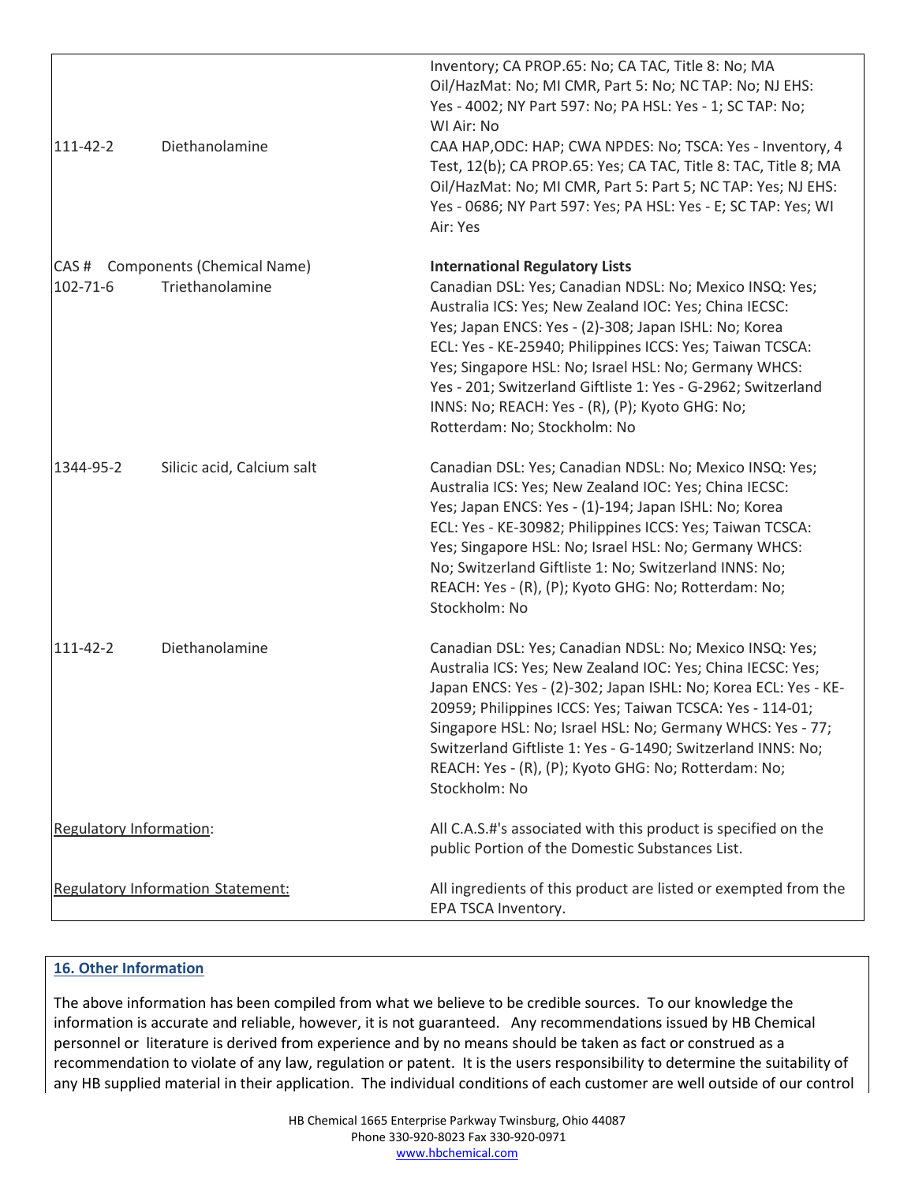| | | |
|---|---|---|
| | | Inventory; CA PROP.65: No; CA TAC, Title 8: No; MA Oil/HazMat: No; MI CMR, Part 5: No; NC TAP: No; NJ EHS: Yes - 4002; NY Part 597: No; PA HSL: Yes - 1; SC TAP: No; WI Air: No |
| 111-42-2 | Diethanolamine | CAA HAP,ODC: HAP; CWA NPDES: No; TSCA: Yes - Inventory, 4 Test, 12(b); CA PROP.65: Yes; CA TAC, Title 8: TAC, Title 8; MA Oil/HazMat: No; MI CMR, Part 5: Part 5; NC TAP: Yes; NJ EHS: Yes - 0686; NY Part 597: Yes; PA HSL: Yes - E; SC TAP: Yes; WI Air: Yes |
| CAS # | Components (Chemical Name) | **International Regulatory Lists** |
| 102-71-6 | Triethanolamine | Canadian DSL: Yes; Canadian NDSL: No; Mexico INSQ: Yes; Australia ICS: Yes; New Zealand IOC: Yes; China IECSC: Yes; Japan ENCS: Yes - (2)-308; Japan ISHL: No; Korea ECL: Yes - KE-25940; Philippines ICCS: Yes; Taiwan TCSCA: Yes; Singapore HSL: No; Israel HSL: No; Germany WHCS: Yes - 201; Switzerland Giftliste 1: Yes - G-2962; Switzerland INNS: No; REACH: Yes - (R), (P); Kyoto GHG: No; Rotterdam: No; Stockholm: No |
| 1344-95-2 | Silicic acid, Calcium salt | Canadian DSL: Yes; Canadian NDSL: No; Mexico INSQ: Yes; Australia ICS: Yes; New Zealand IOC: Yes; China IECSC: Yes; Japan ENCS: Yes - (1)-194; Japan ISHL: No; Korea ECL: Yes - KE-30982; Philippines ICCS: Yes; Taiwan TCSCA: Yes; Singapore HSL: No; Israel HSL: No; Germany WHCS: No; Switzerland Giftliste 1: No; Switzerland INNS: No; REACH: Yes - (R), (P); Kyoto GHG: No; Rotterdam: No; Stockholm: No |
| 111-42-2 | Diethanolamine | Canadian DSL: Yes; Canadian NDSL: No; Mexico INSQ: Yes; Australia ICS: Yes; New Zealand IOC: Yes; China IECSC: Yes; Japan ENCS: Yes - (2)-302; Japan ISHL: No; Korea ECL: Yes - KE-20959; Philippines ICCS: Yes; Taiwan TCSCA: Yes - 114-01; Singapore HSL: No; Israel HSL: No; Germany WHCS: Yes - 77; Switzerland Giftliste 1: Yes - G-1490; Switzerland INNS: No; REACH: Yes - (R), (P); Kyoto GHG: No; Rotterdam: No; Stockholm: No |
| Regulatory Information: | | All C.A.S.#'s associated with this product is specified on the public Portion of the Domestic Substances List. |
| Regulatory Information Statement: | | All ingredients of this product are listed or exempted from the EPA TSCA Inventory. |

## 16. Other Information

The above information has been compiled from what we believe to be credible sources. To our knowledge the information is accurate and reliable, however, it is not guaranteed. Any recommendations issued by HB Chemical personnel or literature is derived from experience and by no means should be taken as fact or construed as a recommendation to violate of any law, regulation or patent. It is the users responsibility to determine the suitability of any HB supplied material in their application. The individual conditions of each customer are well outside of our control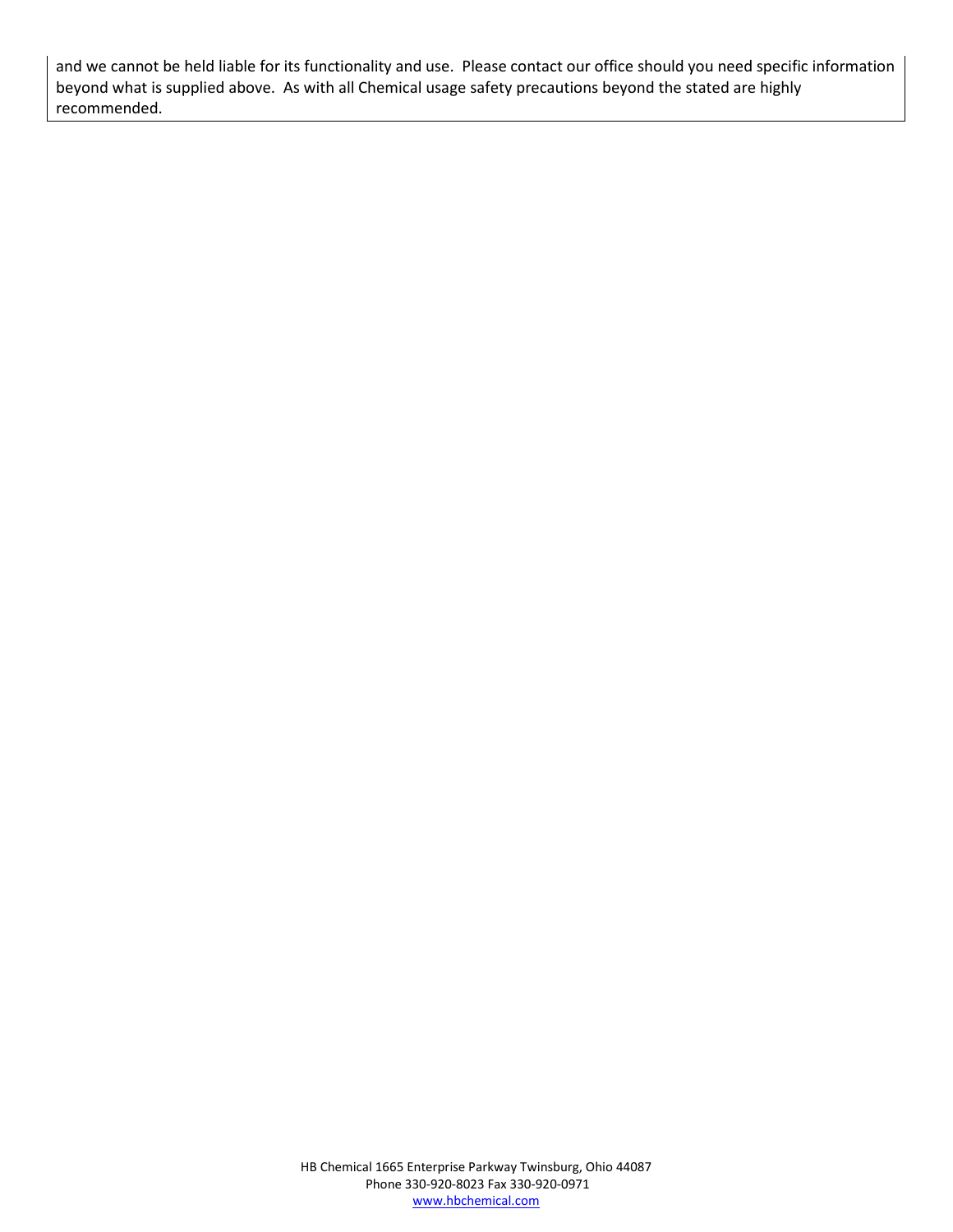and we cannot be held liable for its functionality and use. Please contact our office should you need specific information beyond what is supplied above. As with all Chemical usage safety precautions beyond the stated are highly recommended.